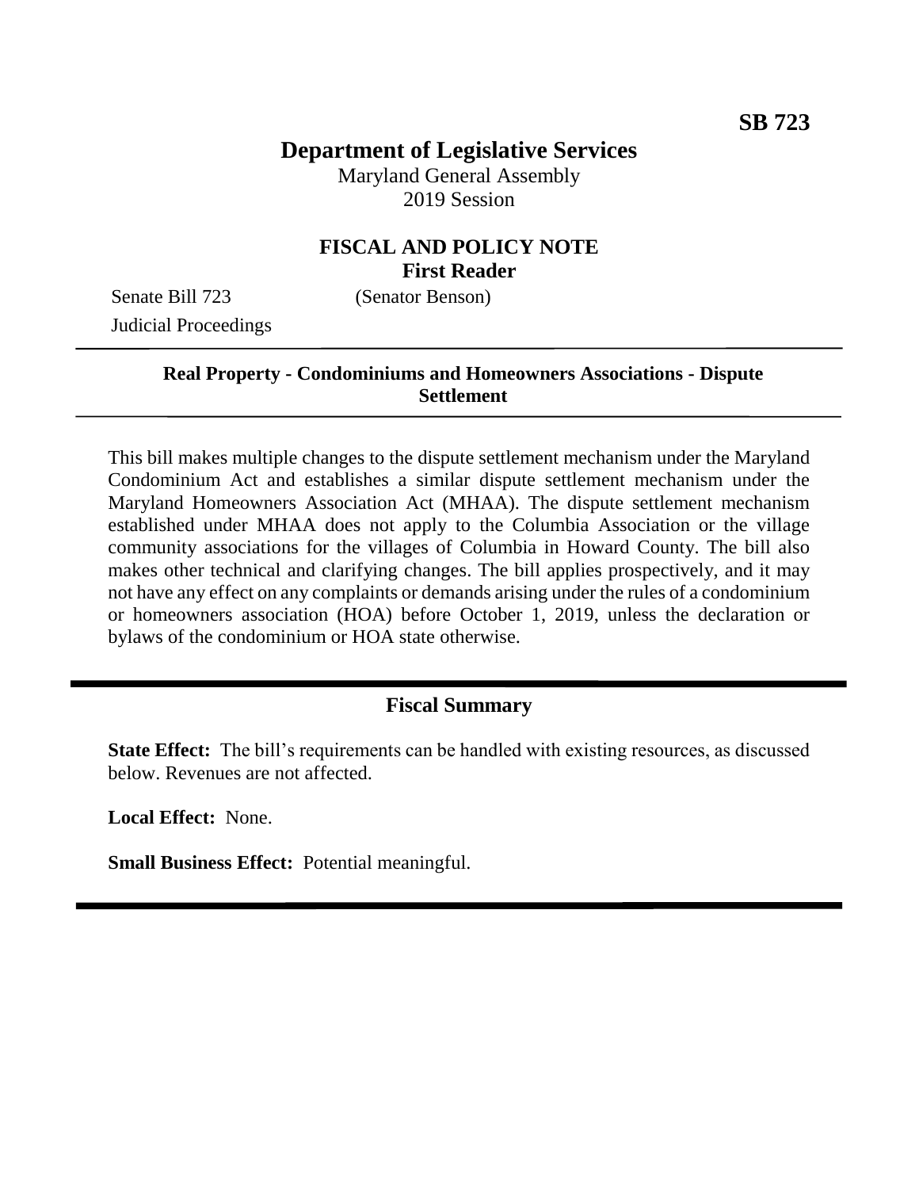**SB 723**

# Department of Legislative Services

Maryland General Assembly
2019 Session

## FISCAL AND POLICY NOTE
**First Reader**

Senate Bill 723 (Senator Benson)
Judicial Proceedings

---

**Real Property - Condominiums and Homeowners Associations - Dispute Settlement**

---

This bill makes multiple changes to the dispute settlement mechanism under the Maryland Condominium Act and establishes a similar dispute settlement mechanism under the Maryland Homeowners Association Act (MHAA). The dispute settlement mechanism established under MHAA does not apply to the Columbia Association or the village community associations for the villages of Columbia in Howard County. The bill also makes other technical and clarifying changes. The bill applies prospectively, and it may not have any effect on any complaints or demands arising under the rules of a condominium or homeowners association (HOA) before October 1, 2019, unless the declaration or bylaws of the condominium or HOA state otherwise.

---

## Fiscal Summary

**State Effect:** The bill's requirements can be handled with existing resources, as discussed below. Revenues are not affected.

**Local Effect:** None.

**Small Business Effect:** Potential meaningful.

---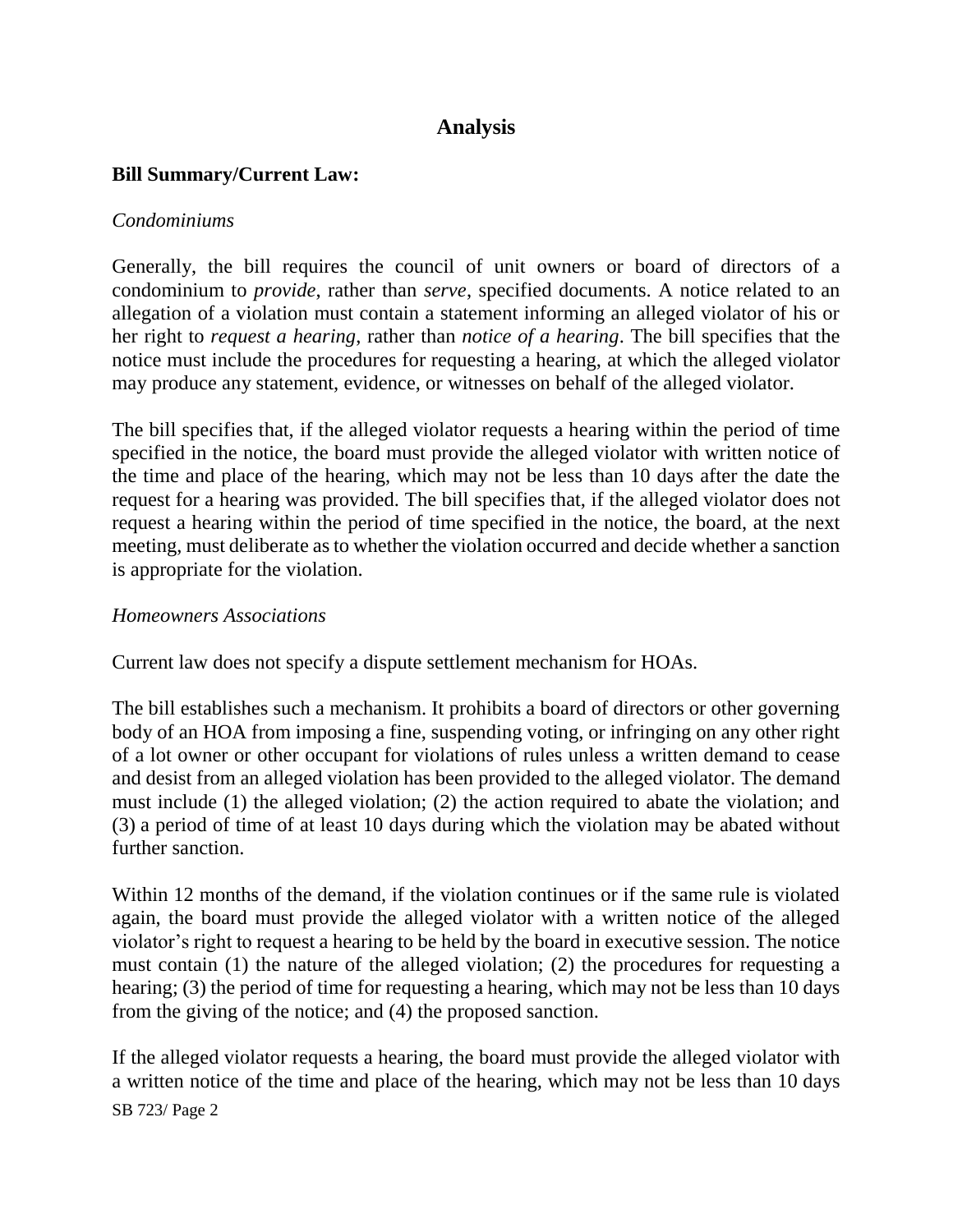# Analysis

**Bill Summary/Current Law:**

*Condominiums*

Generally, the bill requires the council of unit owners or board of directors of a condominium to *provide*, rather than *serve*, specified documents. A notice related to an allegation of a violation must contain a statement informing an alleged violator of his or her right to *request a hearing*, rather than *notice of a hearing*. The bill specifies that the notice must include the procedures for requesting a hearing, at which the alleged violator may produce any statement, evidence, or witnesses on behalf of the alleged violator.

The bill specifies that, if the alleged violator requests a hearing within the period of time specified in the notice, the board must provide the alleged violator with written notice of the time and place of the hearing, which may not be less than 10 days after the date the request for a hearing was provided. The bill specifies that, if the alleged violator does not request a hearing within the period of time specified in the notice, the board, at the next meeting, must deliberate as to whether the violation occurred and decide whether a sanction is appropriate for the violation.

*Homeowners Associations*

Current law does not specify a dispute settlement mechanism for HOAs.

The bill establishes such a mechanism. It prohibits a board of directors or other governing body of an HOA from imposing a fine, suspending voting, or infringing on any other right of a lot owner or other occupant for violations of rules unless a written demand to cease and desist from an alleged violation has been provided to the alleged violator. The demand must include (1) the alleged violation; (2) the action required to abate the violation; and (3) a period of time of at least 10 days during which the violation may be abated without further sanction.

Within 12 months of the demand, if the violation continues or if the same rule is violated again, the board must provide the alleged violator with a written notice of the alleged violator's right to request a hearing to be held by the board in executive session. The notice must contain (1) the nature of the alleged violation; (2) the procedures for requesting a hearing; (3) the period of time for requesting a hearing, which may not be less than 10 days from the giving of the notice; and (4) the proposed sanction.

If the alleged violator requests a hearing, the board must provide the alleged violator with a written notice of the time and place of the hearing, which may not be less than 10 days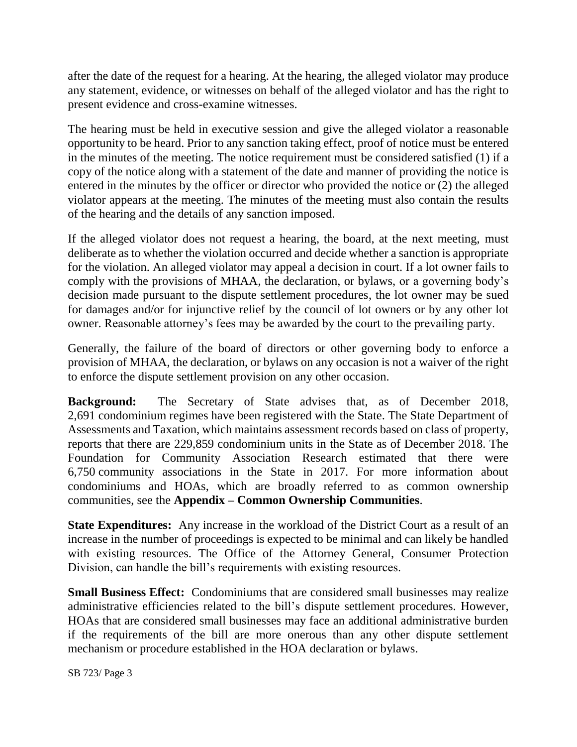after the date of the request for a hearing. At the hearing, the alleged violator may produce any statement, evidence, or witnesses on behalf of the alleged violator and has the right to present evidence and cross-examine witnesses.

The hearing must be held in executive session and give the alleged violator a reasonable opportunity to be heard. Prior to any sanction taking effect, proof of notice must be entered in the minutes of the meeting. The notice requirement must be considered satisfied (1) if a copy of the notice along with a statement of the date and manner of providing the notice is entered in the minutes by the officer or director who provided the notice or (2) the alleged violator appears at the meeting. The minutes of the meeting must also contain the results of the hearing and the details of any sanction imposed.

If the alleged violator does not request a hearing, the board, at the next meeting, must deliberate as to whether the violation occurred and decide whether a sanction is appropriate for the violation. An alleged violator may appeal a decision in court. If a lot owner fails to comply with the provisions of MHAA, the declaration, or bylaws, or a governing body's decision made pursuant to the dispute settlement procedures, the lot owner may be sued for damages and/or for injunctive relief by the council of lot owners or by any other lot owner. Reasonable attorney's fees may be awarded by the court to the prevailing party.

Generally, the failure of the board of directors or other governing body to enforce a provision of MHAA, the declaration, or bylaws on any occasion is not a waiver of the right to enforce the dispute settlement provision on any other occasion.

**Background:** The Secretary of State advises that, as of December 2018, 2,691 condominium regimes have been registered with the State. The State Department of Assessments and Taxation, which maintains assessment records based on class of property, reports that there are 229,859 condominium units in the State as of December 2018. The Foundation for Community Association Research estimated that there were 6,750 community associations in the State in 2017. For more information about condominiums and HOAs, which are broadly referred to as common ownership communities, see the **Appendix – Common Ownership Communities**.

**State Expenditures:** Any increase in the workload of the District Court as a result of an increase in the number of proceedings is expected to be minimal and can likely be handled with existing resources. The Office of the Attorney General, Consumer Protection Division, can handle the bill's requirements with existing resources.

**Small Business Effect:** Condominiums that are considered small businesses may realize administrative efficiencies related to the bill's dispute settlement procedures. However, HOAs that are considered small businesses may face an additional administrative burden if the requirements of the bill are more onerous than any other dispute settlement mechanism or procedure established in the HOA declaration or bylaws.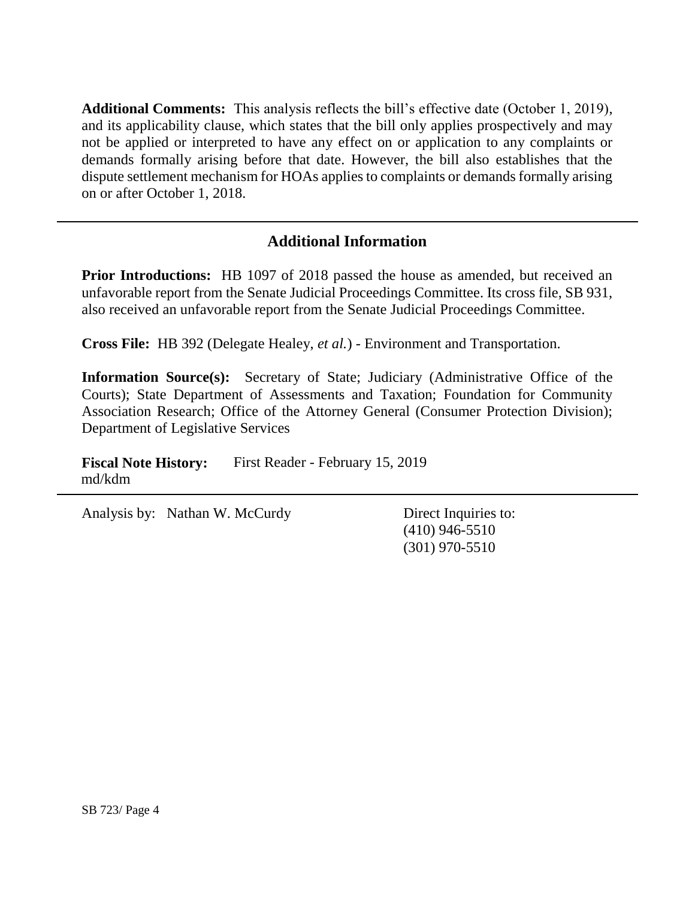**Additional Comments:** This analysis reflects the bill's effective date (October 1, 2019), and its applicability clause, which states that the bill only applies prospectively and may not be applied or interpreted to have any effect on or application to any complaints or demands formally arising before that date. However, the bill also establishes that the dispute settlement mechanism for HOAs applies to complaints or demands formally arising on or after October 1, 2018.

---

## Additional Information

**Prior Introductions:** HB 1097 of 2018 passed the house as amended, but received an unfavorable report from the Senate Judicial Proceedings Committee. Its cross file, SB 931, also received an unfavorable report from the Senate Judicial Proceedings Committee.

**Cross File:** HB 392 (Delegate Healey, *et al.*) - Environment and Transportation.

**Information Source(s):** Secretary of State; Judiciary (Administrative Office of the Courts); State Department of Assessments and Taxation; Foundation for Community Association Research; Office of the Attorney General (Consumer Protection Division); Department of Legislative Services

**Fiscal Note History:** First Reader - February 15, 2019
md/kdm

---

Analysis by: Nathan W. McCurdy

Direct Inquiries to:
(410) 946-5510
(301) 970-5510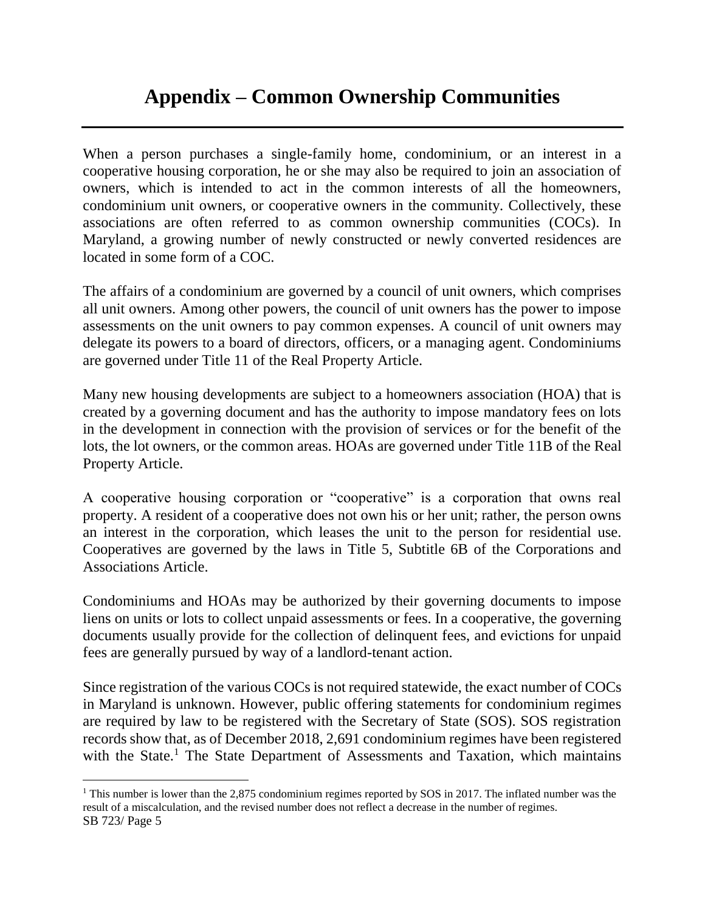# Appendix – Common Ownership Communities

When a person purchases a single-family home, condominium, or an interest in a cooperative housing corporation, he or she may also be required to join an association of owners, which is intended to act in the common interests of all the homeowners, condominium unit owners, or cooperative owners in the community. Collectively, these associations are often referred to as common ownership communities (COCs). In Maryland, a growing number of newly constructed or newly converted residences are located in some form of a COC.

The affairs of a condominium are governed by a council of unit owners, which comprises all unit owners. Among other powers, the council of unit owners has the power to impose assessments on the unit owners to pay common expenses. A council of unit owners may delegate its powers to a board of directors, officers, or a managing agent. Condominiums are governed under Title 11 of the Real Property Article.

Many new housing developments are subject to a homeowners association (HOA) that is created by a governing document and has the authority to impose mandatory fees on lots in the development in connection with the provision of services or for the benefit of the lots, the lot owners, or the common areas. HOAs are governed under Title 11B of the Real Property Article.

A cooperative housing corporation or "cooperative" is a corporation that owns real property. A resident of a cooperative does not own his or her unit; rather, the person owns an interest in the corporation, which leases the unit to the person for residential use. Cooperatives are governed by the laws in Title 5, Subtitle 6B of the Corporations and Associations Article.

Condominiums and HOAs may be authorized by their governing documents to impose liens on units or lots to collect unpaid assessments or fees. In a cooperative, the governing documents usually provide for the collection of delinquent fees, and evictions for unpaid fees are generally pursued by way of a landlord-tenant action.

Since registration of the various COCs is not required statewide, the exact number of COCs in Maryland is unknown. However, public offering statements for condominium regimes are required by law to be registered with the Secretary of State (SOS). SOS registration records show that, as of December 2018, 2,691 condominium regimes have been registered with the State.[1] The State Department of Assessments and Taxation, which maintains

[1] This number is lower than the 2,875 condominium regimes reported by SOS in 2017. The inflated number was the result of a miscalculation, and the revised number does not reflect a decrease in the number of regimes.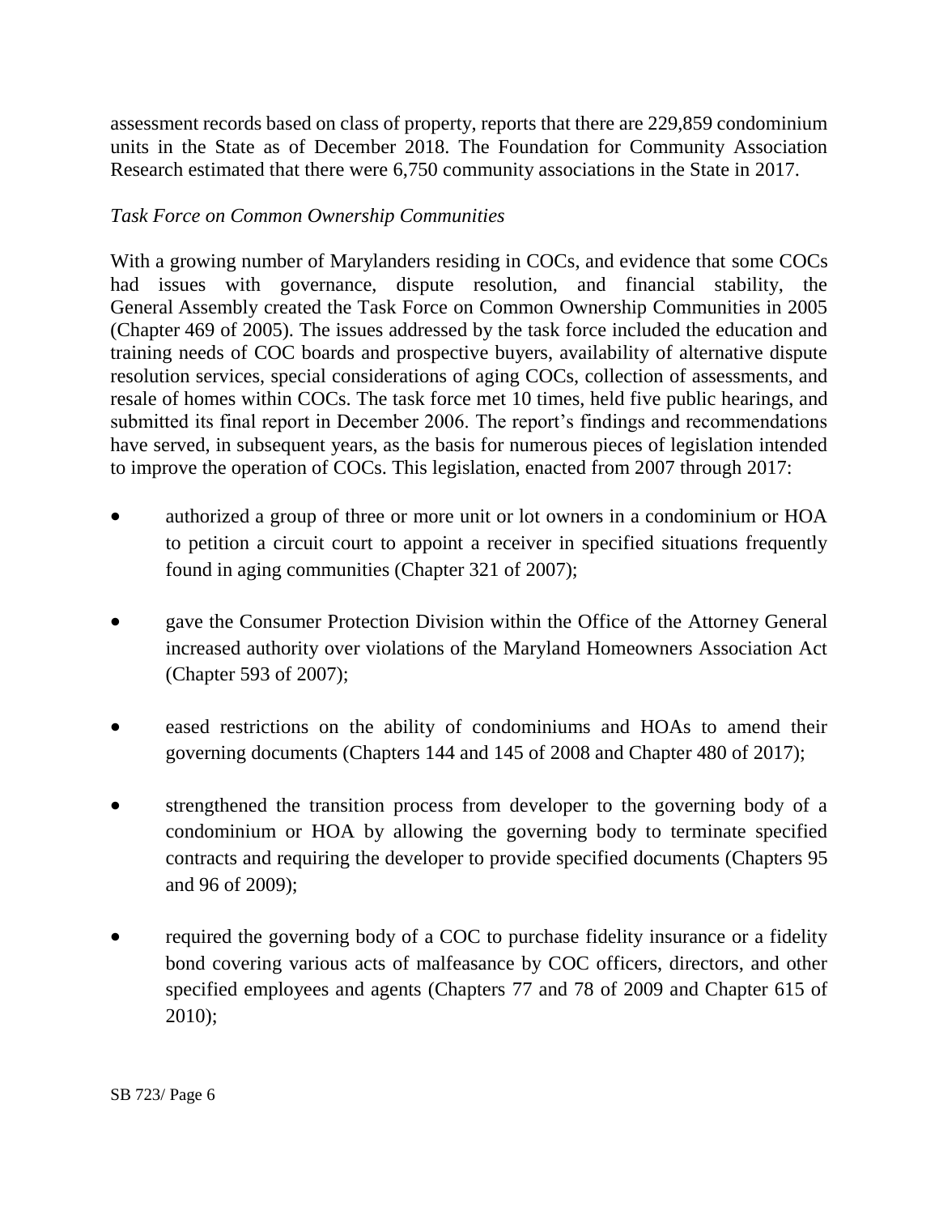assessment records based on class of property, reports that there are 229,859 condominium units in the State as of December 2018. The Foundation for Community Association Research estimated that there were 6,750 community associations in the State in 2017.

*Task Force on Common Ownership Communities*

With a growing number of Marylanders residing in COCs, and evidence that some COCs had issues with governance, dispute resolution, and financial stability, the General Assembly created the Task Force on Common Ownership Communities in 2005 (Chapter 469 of 2005). The issues addressed by the task force included the education and training needs of COC boards and prospective buyers, availability of alternative dispute resolution services, special considerations of aging COCs, collection of assessments, and resale of homes within COCs. The task force met 10 times, held five public hearings, and submitted its final report in December 2006. The report's findings and recommendations have served, in subsequent years, as the basis for numerous pieces of legislation intended to improve the operation of COCs. This legislation, enacted from 2007 through 2017:

- authorized a group of three or more unit or lot owners in a condominium or HOA to petition a circuit court to appoint a receiver in specified situations frequently found in aging communities (Chapter 321 of 2007);

- gave the Consumer Protection Division within the Office of the Attorney General increased authority over violations of the Maryland Homeowners Association Act (Chapter 593 of 2007);

- eased restrictions on the ability of condominiums and HOAs to amend their governing documents (Chapters 144 and 145 of 2008 and Chapter 480 of 2017);

- strengthened the transition process from developer to the governing body of a condominium or HOA by allowing the governing body to terminate specified contracts and requiring the developer to provide specified documents (Chapters 95 and 96 of 2009);

- required the governing body of a COC to purchase fidelity insurance or a fidelity bond covering various acts of malfeasance by COC officers, directors, and other specified employees and agents (Chapters 77 and 78 of 2009 and Chapter 615 of 2010);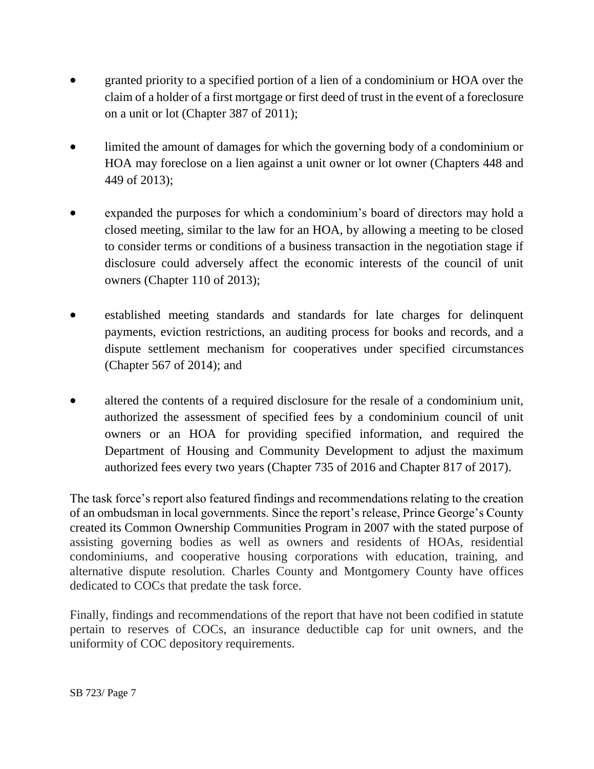- granted priority to a specified portion of a lien of a condominium or HOA over the claim of a holder of a first mortgage or first deed of trust in the event of a foreclosure on a unit or lot (Chapter 387 of 2011);
- limited the amount of damages for which the governing body of a condominium or HOA may foreclose on a lien against a unit owner or lot owner (Chapters 448 and 449 of 2013);
- expanded the purposes for which a condominium's board of directors may hold a closed meeting, similar to the law for an HOA, by allowing a meeting to be closed to consider terms or conditions of a business transaction in the negotiation stage if disclosure could adversely affect the economic interests of the council of unit owners (Chapter 110 of 2013);
- established meeting standards and standards for late charges for delinquent payments, eviction restrictions, an auditing process for books and records, and a dispute settlement mechanism for cooperatives under specified circumstances (Chapter 567 of 2014); and
- altered the contents of a required disclosure for the resale of a condominium unit, authorized the assessment of specified fees by a condominium council of unit owners or an HOA for providing specified information, and required the Department of Housing and Community Development to adjust the maximum authorized fees every two years (Chapter 735 of 2016 and Chapter 817 of 2017).

The task force's report also featured findings and recommendations relating to the creation of an ombudsman in local governments. Since the report's release, Prince George's County created its Common Ownership Communities Program in 2007 with the stated purpose of assisting governing bodies as well as owners and residents of HOAs, residential condominiums, and cooperative housing corporations with education, training, and alternative dispute resolution. Charles County and Montgomery County have offices dedicated to COCs that predate the task force.

Finally, findings and recommendations of the report that have not been codified in statute pertain to reserves of COCs, an insurance deductible cap for unit owners, and the uniformity of COC depository requirements.